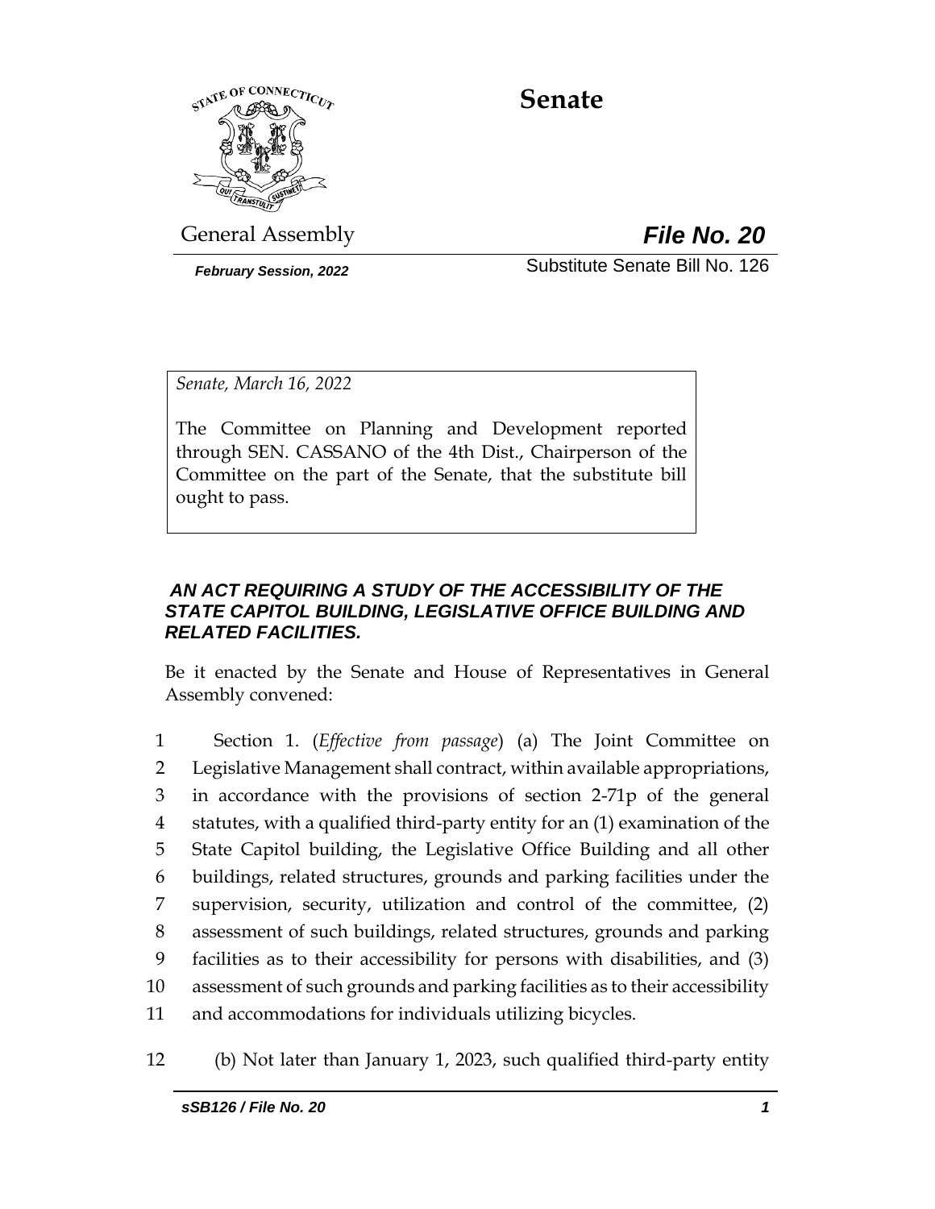# Senate

General Assembly

***File No. 20***

***February Session, 2022***

Substitute Senate Bill No. 126

*Senate, March 16, 2022*

The Committee on Planning and Development reported through SEN. CASSANO of the 4th Dist., Chairperson of the Committee on the part of the Senate, that the substitute bill ought to pass.

***AN ACT REQUIRING A STUDY OF THE ACCESSIBILITY OF THE STATE CAPITOL BUILDING, LEGISLATIVE OFFICE BUILDING AND RELATED FACILITIES.***

Be it enacted by the Senate and House of Representatives in General Assembly convened:

1 Section 1. (*Effective from passage*) (a) The Joint Committee on
2 Legislative Management shall contract, within available appropriations,
3 in accordance with the provisions of section 2-71p of the general
4 statutes, with a qualified third-party entity for an (1) examination of the
5 State Capitol building, the Legislative Office Building and all other
6 buildings, related structures, grounds and parking facilities under the
7 supervision, security, utilization and control of the committee, (2)
8 assessment of such buildings, related structures, grounds and parking
9 facilities as to their accessibility for persons with disabilities, and (3)
10 assessment of such grounds and parking facilities as to their accessibility
11 and accommodations for individuals utilizing bicycles.

12 (b) Not later than January 1, 2023, such qualified third-party entity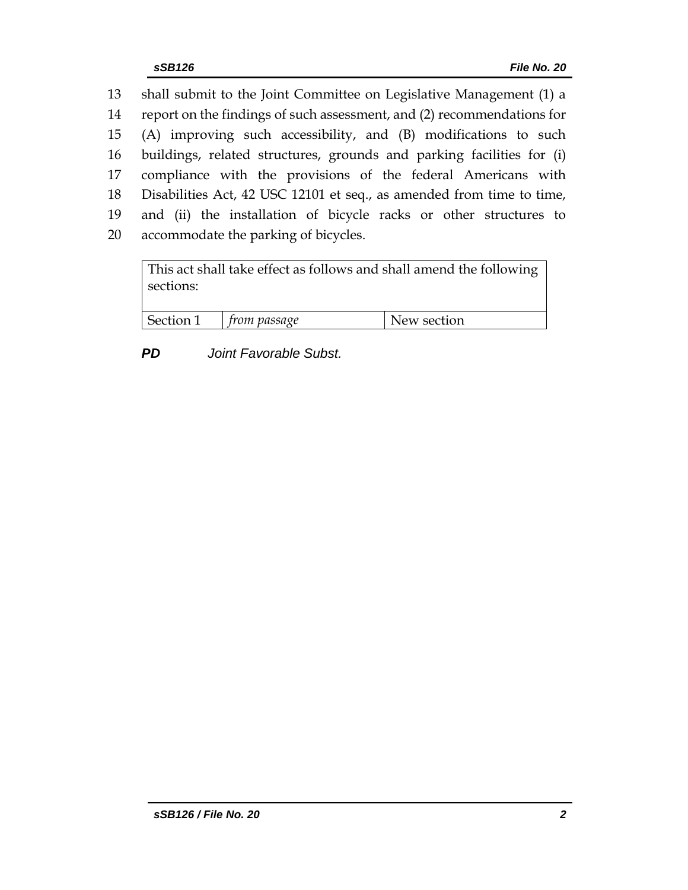13 shall submit to the Joint Committee on Legislative Management (1) a
14 report on the findings of such assessment, and (2) recommendations for
15 (A) improving such accessibility, and (B) modifications to such
16 buildings, related structures, grounds and parking facilities for (i)
17 compliance with the provisions of the federal Americans with
18 Disabilities Act, 42 USC 12101 et seq., as amended from time to time,
19 and (ii) the installation of bicycle racks or other structures to
20 accommodate the parking of bicycles.

| This act shall take effect as follows and shall amend the following sections: | | |
|---|---|---|
| Section 1 | *from passage* | New section |

***PD*** *Joint Favorable Subst.*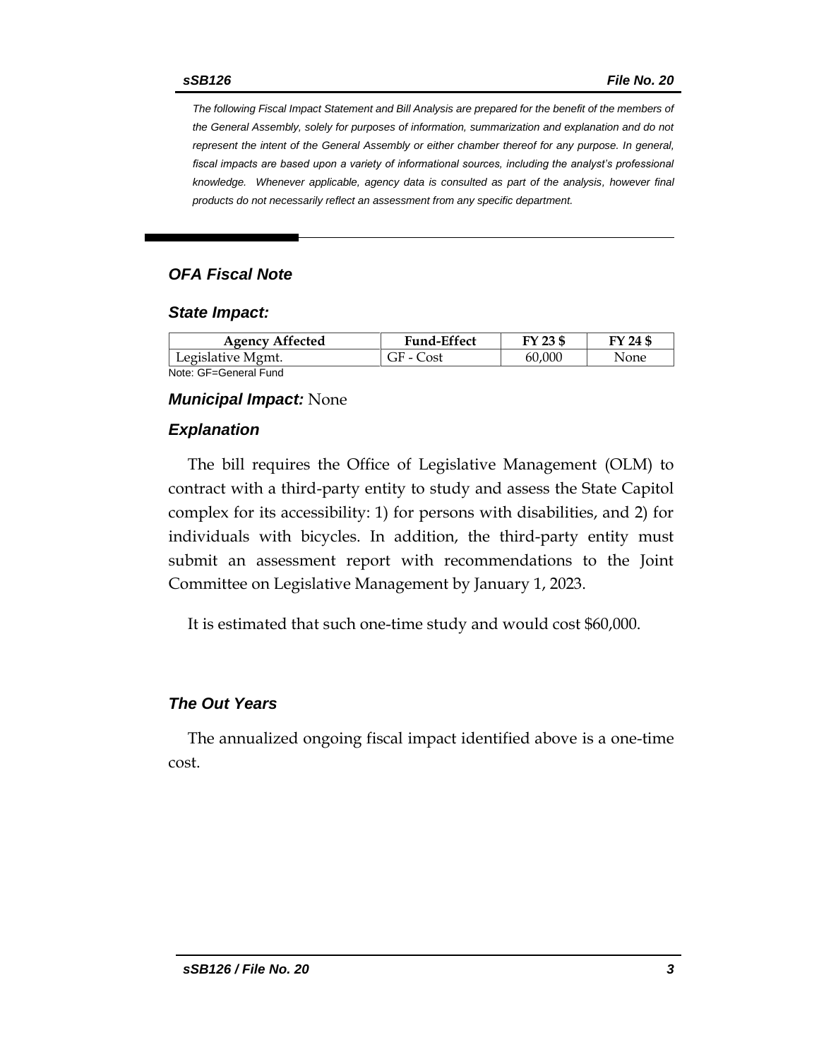*The following Fiscal Impact Statement and Bill Analysis are prepared for the benefit of the members of the General Assembly, solely for purposes of information, summarization and explanation and do not represent the intent of the General Assembly or either chamber thereof for any purpose. In general, fiscal impacts are based upon a variety of informational sources, including the analyst's professional knowledge. Whenever applicable, agency data is consulted as part of the analysis, however final products do not necessarily reflect an assessment from any specific department.*

## *OFA Fiscal Note*

### *State Impact:*

| Agency Affected | Fund-Effect | FY 23 $ | FY 24 $ |
|---|---|---|---|
| Legislative Mgmt. | GF - Cost | 60,000 | None |

Note: GF=General Fund

***Municipal Impact:*** None

### *Explanation*

The bill requires the Office of Legislative Management (OLM) to contract with a third-party entity to study and assess the State Capitol complex for its accessibility: 1) for persons with disabilities, and 2) for individuals with bicycles. In addition, the third-party entity must submit an assessment report with recommendations to the Joint Committee on Legislative Management by January 1, 2023.

It is estimated that such one-time study and would cost $60,000.

### *The Out Years*

The annualized ongoing fiscal impact identified above is a one-time cost.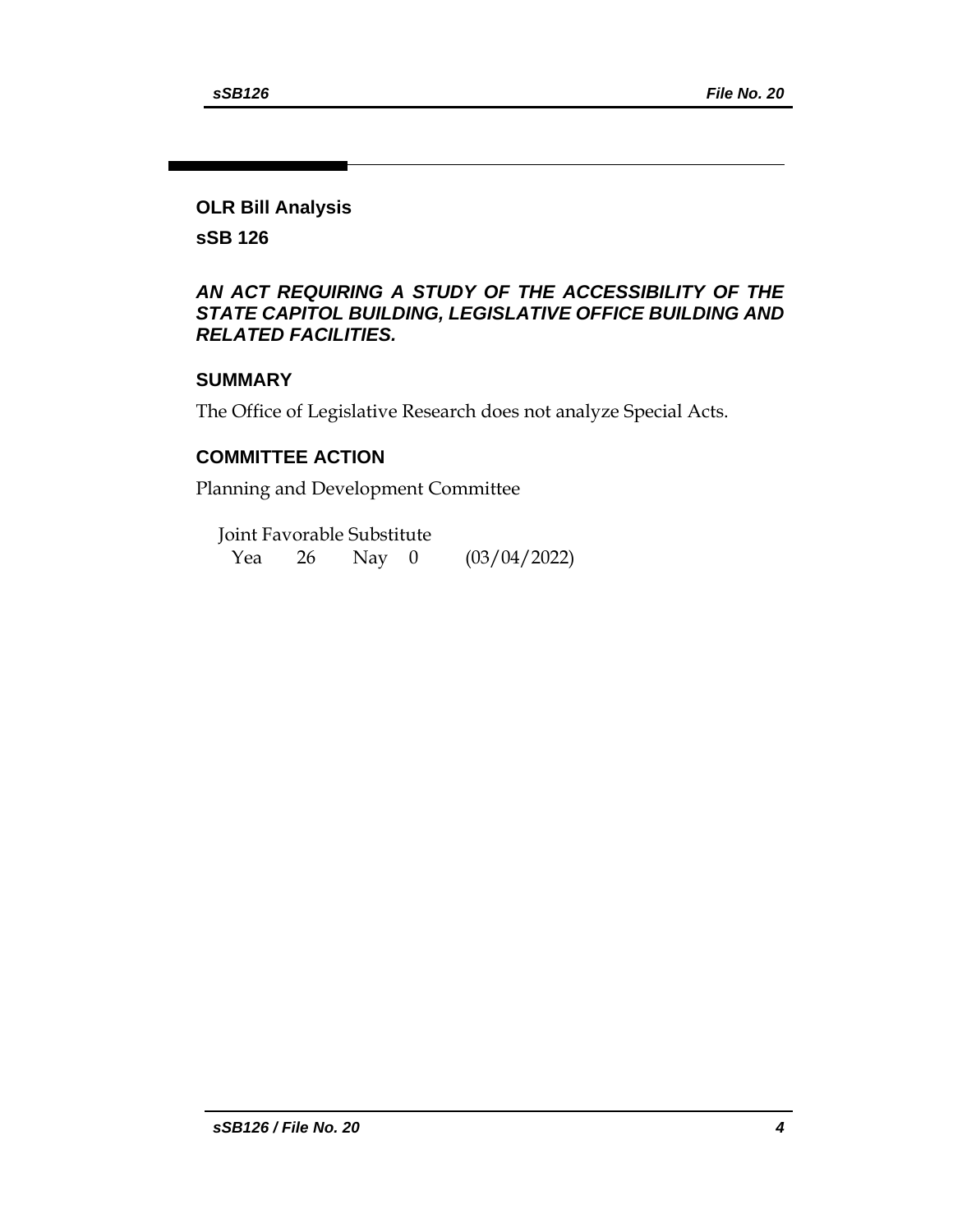## OLR Bill Analysis

**sSB 126**

***AN ACT REQUIRING A STUDY OF THE ACCESSIBILITY OF THE STATE CAPITOL BUILDING, LEGISLATIVE OFFICE BUILDING AND RELATED FACILITIES.***

### SUMMARY

The Office of Legislative Research does not analyze Special Acts.

### COMMITTEE ACTION

Planning and Development Committee

| | | | | |
|---|---|---|---|---|
| Joint Favorable Substitute | | | | |
| Yea | 26 | Nay | 0 | (03/04/2022) |